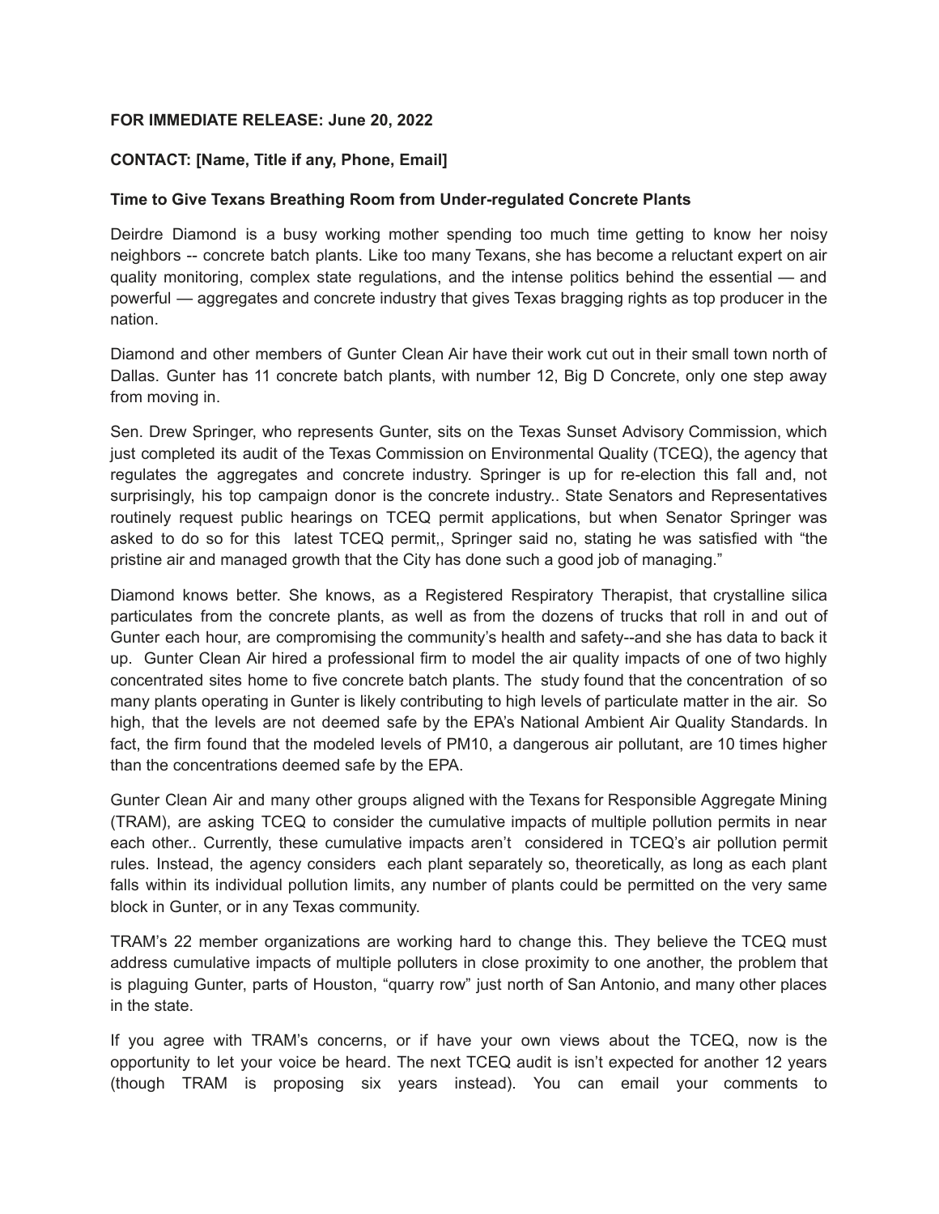**FOR IMMEDIATE RELEASE: June 20, 2022**

**CONTACT: [Name, Title if any, Phone, Email]**

**Time to Give Texans Breathing Room from Under-regulated Concrete Plants**

Deirdre Diamond is a busy working mother spending too much time getting to know her noisy neighbors -- concrete batch plants. Like too many Texans, she has become a reluctant expert on air quality monitoring, complex state regulations, and the intense politics behind the essential — and powerful — aggregates and concrete industry that gives Texas bragging rights as top producer in the nation.

Diamond and other members of Gunter Clean Air have their work cut out in their small town north of Dallas. Gunter has 11 concrete batch plants, with number 12, Big D Concrete, only one step away from moving in.

Sen. Drew Springer, who represents Gunter, sits on the Texas Sunset Advisory Commission, which just completed its audit of the Texas Commission on Environmental Quality (TCEQ), the agency that regulates the aggregates and concrete industry. Springer is up for re-election this fall and, not surprisingly, his top campaign donor is the concrete industry.. State Senators and Representatives routinely request public hearings on TCEQ permit applications, but when Senator Springer was asked to do so for this latest TCEQ permit,, Springer said no, stating he was satisfied with "the pristine air and managed growth that the City has done such a good job of managing."

Diamond knows better. She knows, as a Registered Respiratory Therapist, that crystalline silica particulates from the concrete plants, as well as from the dozens of trucks that roll in and out of Gunter each hour, are compromising the community's health and safety--and she has data to back it up. Gunter Clean Air hired a professional firm to model the air quality impacts of one of two highly concentrated sites home to five concrete batch plants. The study found that the concentration of so many plants operating in Gunter is likely contributing to high levels of particulate matter in the air. So high, that the levels are not deemed safe by the EPA's National Ambient Air Quality Standards. In fact, the firm found that the modeled levels of PM10, a dangerous air pollutant, are 10 times higher than the concentrations deemed safe by the EPA.

Gunter Clean Air and many other groups aligned with the Texans for Responsible Aggregate Mining (TRAM), are asking TCEQ to consider the cumulative impacts of multiple pollution permits in near each other.. Currently, these cumulative impacts aren't considered in TCEQ's air pollution permit rules. Instead, the agency considers each plant separately so, theoretically, as long as each plant falls within its individual pollution limits, any number of plants could be permitted on the very same block in Gunter, or in any Texas community.

TRAM's 22 member organizations are working hard to change this. They believe the TCEQ must address cumulative impacts of multiple polluters in close proximity to one another, the problem that is plaguing Gunter, parts of Houston, "quarry row" just north of San Antonio, and many other places in the state.

If you agree with TRAM's concerns, or if have your own views about the TCEQ, now is the opportunity to let your voice be heard. The next TCEQ audit is isn't expected for another 12 years (though TRAM is proposing six years instead). You can email your comments to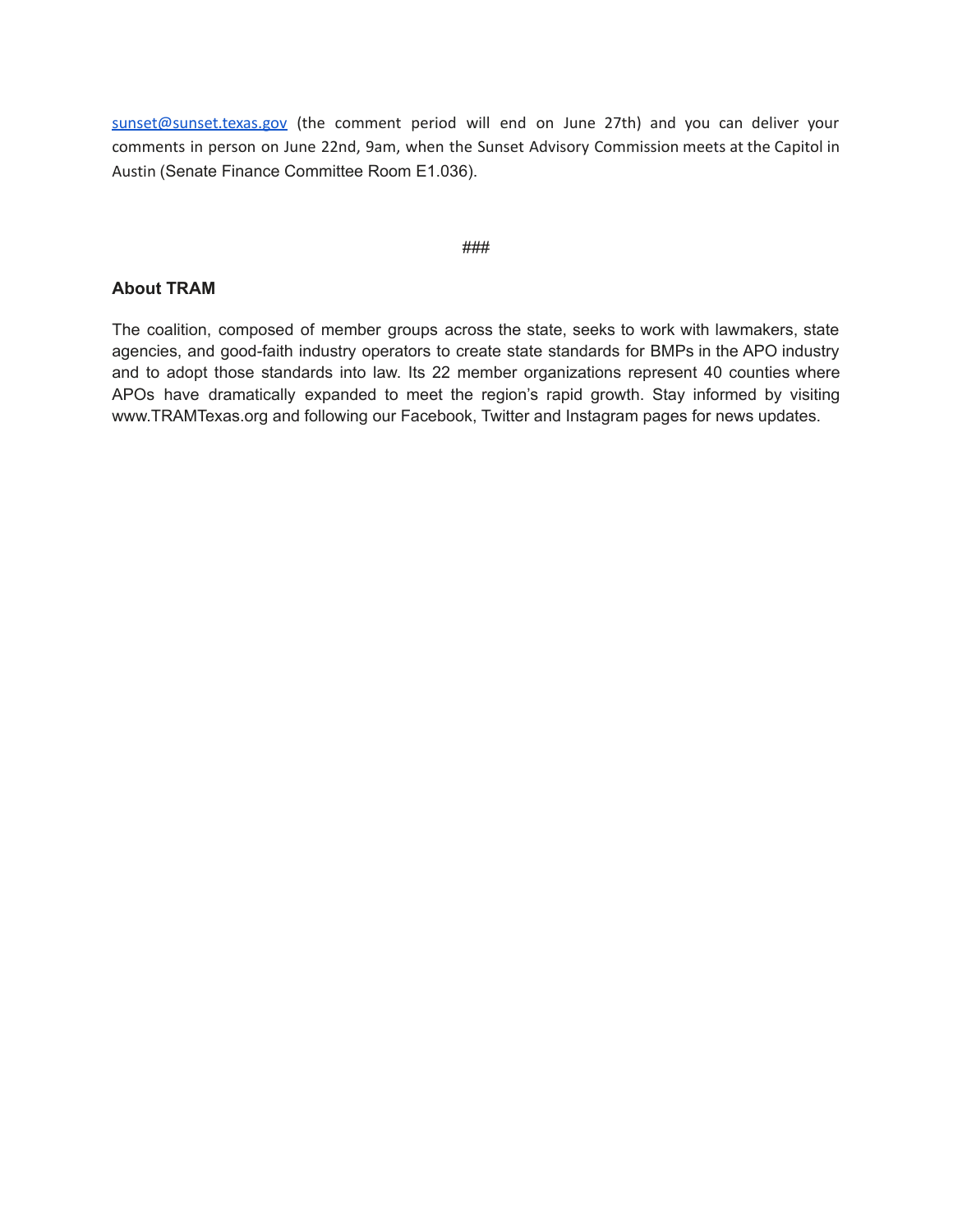sunset@sunset.texas.gov (the comment period will end on June 27th) and you can deliver your comments in person on June 22nd, 9am, when the Sunset Advisory Commission meets at the Capitol in Austin (Senate Finance Committee Room E1.036).

###

## About TRAM

The coalition, composed of member groups across the state, seeks to work with lawmakers, state agencies, and good-faith industry operators to create state standards for BMPs in the APO industry and to adopt those standards into law. Its 22 member organizations represent 40 counties where APOs have dramatically expanded to meet the region's rapid growth. Stay informed by visiting www.TRAMTexas.org and following our Facebook, Twitter and Instagram pages for news updates.